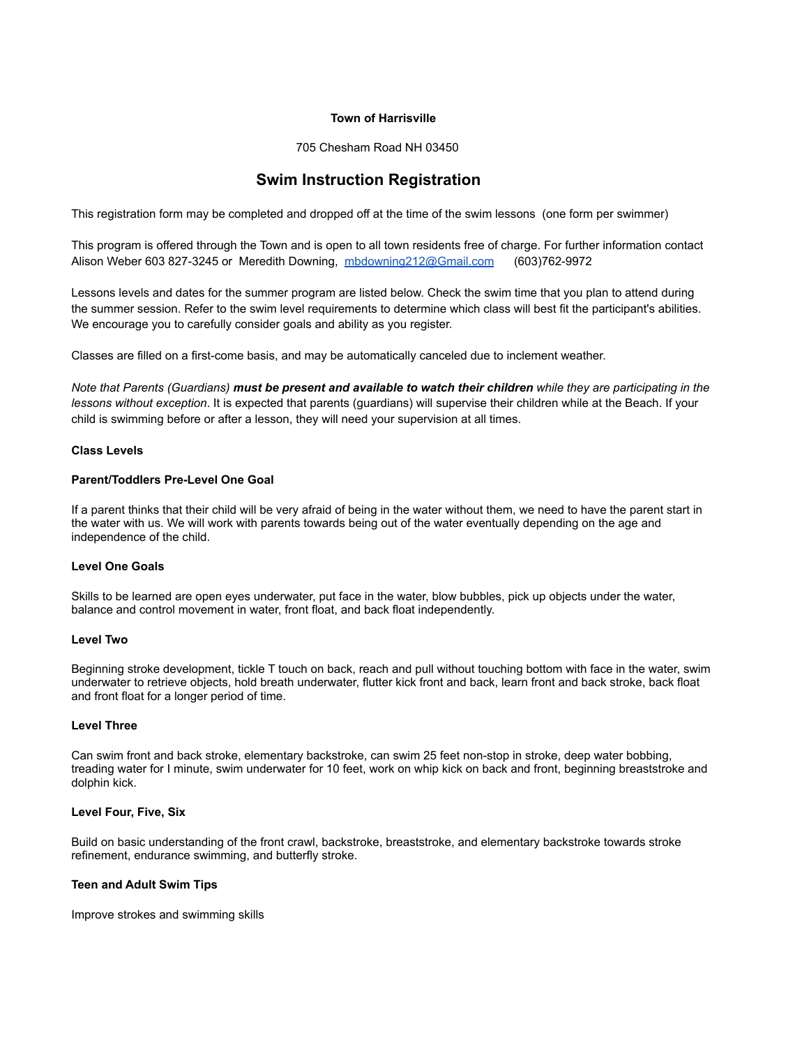**Town of Harrisville**

705 Chesham Road NH 03450

# Swim Instruction Registration

This registration form may be completed and dropped off at the time of the swim lessons (one form per swimmer)

This program is offered through the Town and is open to all town residents free of charge. For further information contact Alison Weber 603 827-3245 or Meredith Downing, [mbdowning212@Gmail.com](mailto:mbdowning212@Gmail.com) (603)762-9972

Lessons levels and dates for the summer program are listed below. Check the swim time that you plan to attend during the summer session. Refer to the swim level requirements to determine which class will best fit the participant's abilities. We encourage you to carefully consider goals and ability as you register.

Classes are filled on a first-come basis, and may be automatically canceled due to inclement weather.

*Note that Parents (Guardians)* ***must be present and available to watch their children*** *while they are participating in the lessons without exception*. It is expected that parents (guardians) will supervise their children while at the Beach. If your child is swimming before or after a lesson, they will need your supervision at all times.

**Class Levels**

**Parent/Toddlers Pre-Level One Goal**

If a parent thinks that their child will be very afraid of being in the water without them, we need to have the parent start in the water with us. We will work with parents towards being out of the water eventually depending on the age and independence of the child.

**Level One Goals**

Skills to be learned are open eyes underwater, put face in the water, blow bubbles, pick up objects under the water, balance and control movement in water, front float, and back float independently.

**Level Two**

Beginning stroke development, tickle T touch on back, reach and pull without touching bottom with face in the water, swim underwater to retrieve objects, hold breath underwater, flutter kick front and back, learn front and back stroke, back float and front float for a longer period of time.

**Level Three**

Can swim front and back stroke, elementary backstroke, can swim 25 feet non-stop in stroke, deep water bobbing, treading water for I minute, swim underwater for 10 feet, work on whip kick on back and front, beginning breaststroke and dolphin kick.

**Level Four, Five, Six**

Build on basic understanding of the front crawl, backstroke, breaststroke, and elementary backstroke towards stroke refinement, endurance swimming, and butterfly stroke.

**Teen and Adult Swim Tips**

Improve strokes and swimming skills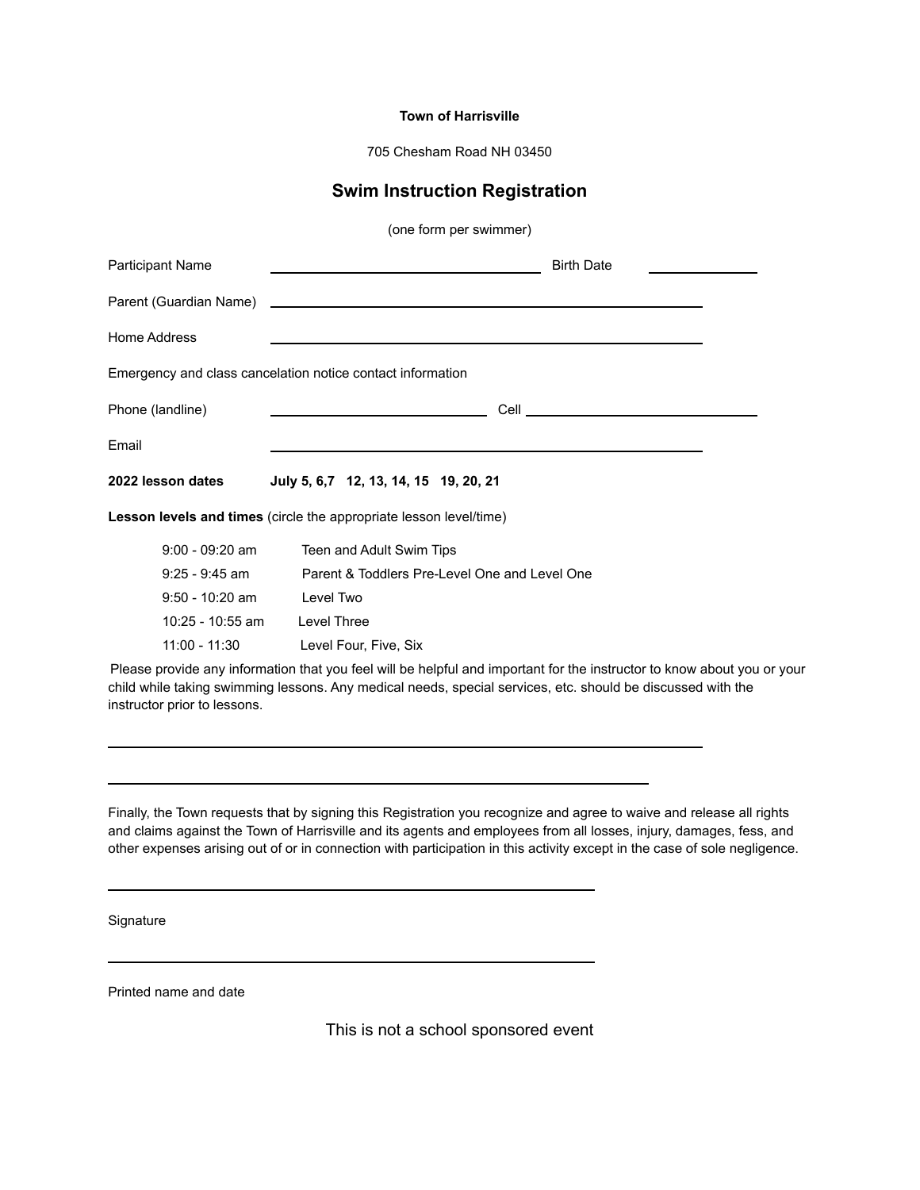**Town of Harrisville**

705 Chesham Road NH 03450

## Swim Instruction Registration

(one form per swimmer)

Participant Name \_\_\_\_\_\_\_\_\_\_\_\_\_\_\_\_\_\_\_\_\_\_\_\_\_\_\_\_ Birth Date \_\_\_\_\_\_\_\_\_\_\_\_

Parent (Guardian Name) \_\_\_\_\_\_\_\_\_\_\_\_\_\_\_\_\_\_\_\_\_\_\_\_\_\_\_\_\_\_\_\_\_\_\_\_\_\_\_\_

Home Address \_\_\_\_\_\_\_\_\_\_\_\_\_\_\_\_\_\_\_\_\_\_\_\_\_\_\_\_\_\_\_\_\_\_\_\_\_\_\_\_

Emergency and class cancelation notice contact information

Phone (landline) \_\_\_\_\_\_\_\_\_\_\_\_\_\_\_\_\_\_\_\_\_\_ Cell \_\_\_\_\_\_\_\_\_\_\_\_\_\_\_\_\_\_\_\_\_\_

Email \_\_\_\_\_\_\_\_\_\_\_\_\_\_\_\_\_\_\_\_\_\_\_\_\_\_\_\_\_\_\_\_\_\_\_\_\_\_\_\_

**2022 lesson dates** **July 5, 6,7 12, 13, 14, 15 19, 20, 21**

**Lesson levels and times** (circle the appropriate lesson level/time)

| | |
|---|---|
| 9:00 - 09:20 am | Teen and Adult Swim Tips |
| 9:25 - 9:45 am | Parent & Toddlers Pre-Level One and Level One |
| 9:50 - 10:20 am | Level Two |
| 10:25 - 10:55 am | Level Three |
| 11:00 - 11:30 | Level Four, Five, Six |

Please provide any information that you feel will be helpful and important for the instructor to know about you or your child while taking swimming lessons. Any medical needs, special services, etc. should be discussed with the instructor prior to lessons.

\_\_\_\_\_\_\_\_\_\_\_\_\_\_\_\_\_\_\_\_\_\_\_\_\_\_\_\_\_\_\_\_\_\_\_\_\_\_\_\_\_\_\_\_\_\_\_\_\_\_\_\_\_\_\_\_

\_\_\_\_\_\_\_\_\_\_\_\_\_\_\_\_\_\_\_\_\_\_\_\_\_\_\_\_\_\_\_\_\_\_\_\_\_\_\_\_\_\_\_\_\_\_\_\_\_\_

Finally, the Town requests that by signing this Registration you recognize and agree to waive and release all rights and claims against the Town of Harrisville and its agents and employees from all losses, injury, damages, fess, and other expenses arising out of or in connection with participation in this activity except in the case of sole negligence.

\_\_\_\_\_\_\_\_\_\_\_\_\_\_\_\_\_\_\_\_\_\_\_\_\_\_\_\_\_\_\_\_\_\_\_\_\_\_\_\_\_\_\_\_

Signature

\_\_\_\_\_\_\_\_\_\_\_\_\_\_\_\_\_\_\_\_\_\_\_\_\_\_\_\_\_\_\_\_\_\_\_\_\_\_\_\_\_\_\_\_

Printed name and date

This is not a school sponsored event